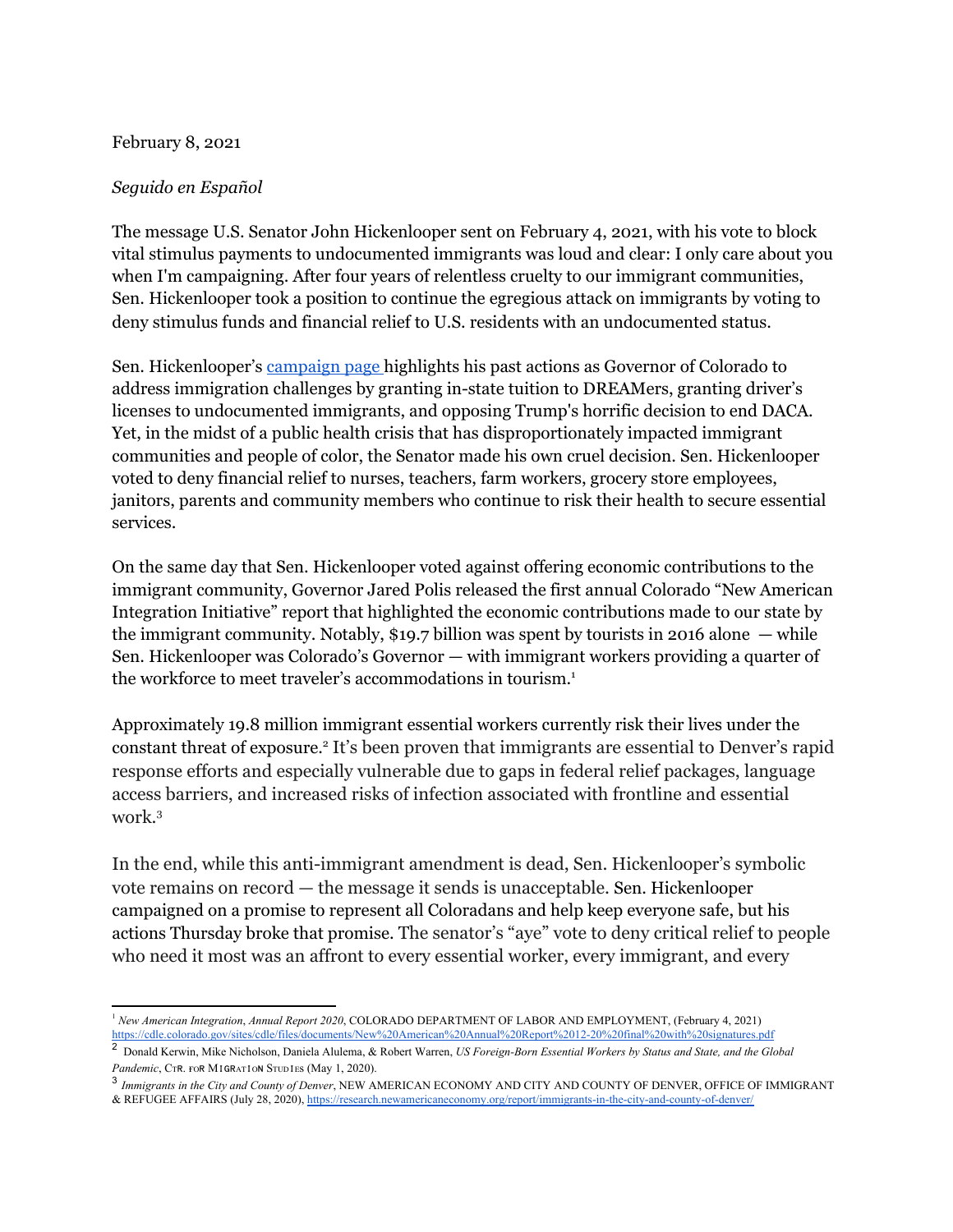February 8, 2021

*Seguido en Español*

The message U.S. Senator John Hickenlooper sent on February 4, 2021, with his vote to block vital stimulus payments to undocumented immigrants was loud and clear: I only care about you when I'm campaigning. After four years of relentless cruelty to our immigrant communities, Sen. Hickenlooper took a position to continue the egregious attack on immigrants by voting to deny stimulus funds and financial relief to U.S. residents with an undocumented status.

Sen. Hickenlooper's campaign page highlights his past actions as Governor of Colorado to address immigration challenges by granting in-state tuition to DREAMers, granting driver's licenses to undocumented immigrants, and opposing Trump's horrific decision to end DACA. Yet, in the midst of a public health crisis that has disproportionately impacted immigrant communities and people of color, the Senator made his own cruel decision. Sen. Hickenlooper voted to deny financial relief to nurses, teachers, farm workers, grocery store employees, janitors, parents and community members who continue to risk their health to secure essential services.

On the same day that Sen. Hickenlooper voted against offering economic contributions to the immigrant community, Governor Jared Polis released the first annual Colorado "New American Integration Initiative" report that highlighted the economic contributions made to our state by the immigrant community. Notably, $19.7 billion was spent by tourists in 2016 alone — while Sen. Hickenlooper was Colorado's Governor — with immigrant workers providing a quarter of the workforce to meet traveler's accommodations in tourism.[1]

Approximately 19.8 million immigrant essential workers currently risk their lives under the constant threat of exposure.[2] It's been proven that immigrants are essential to Denver's rapid response efforts and especially vulnerable due to gaps in federal relief packages, language access barriers, and increased risks of infection associated with frontline and essential work.[3]

In the end, while this anti-immigrant amendment is dead, Sen. Hickenlooper's symbolic vote remains on record — the message it sends is unacceptable. Sen. Hickenlooper campaigned on a promise to represent all Coloradans and help keep everyone safe, but his actions Thursday broke that promise. The senator's "aye" vote to deny critical relief to people who need it most was an affront to every essential worker, every immigrant, and every

---

[1] *New American Integration, Annual Report 2020*, COLORADO DEPARTMENT OF LABOR AND EMPLOYMENT, (February 4, 2021) https://cdle.colorado.gov/sites/cdle/files/documents/New%20American%20Annual%20Report%2012-20%20final%20with%20signatures.pdf

[2] Donald Kerwin, Mike Nicholson, Daniela Alulema, & Robert Warren, *US Foreign-Born Essential Workers by Status and State, and the Global Pandemic*, CTR. FOR MIGRATION STUDIES (May 1, 2020).

[3] *Immigrants in the City and County of Denver*, NEW AMERICAN ECONOMY AND CITY AND COUNTY OF DENVER, OFFICE OF IMMIGRANT & REFUGEE AFFAIRS (July 28, 2020), https://research.newamericaneconomy.org/report/immigrants-in-the-city-and-county-of-denver/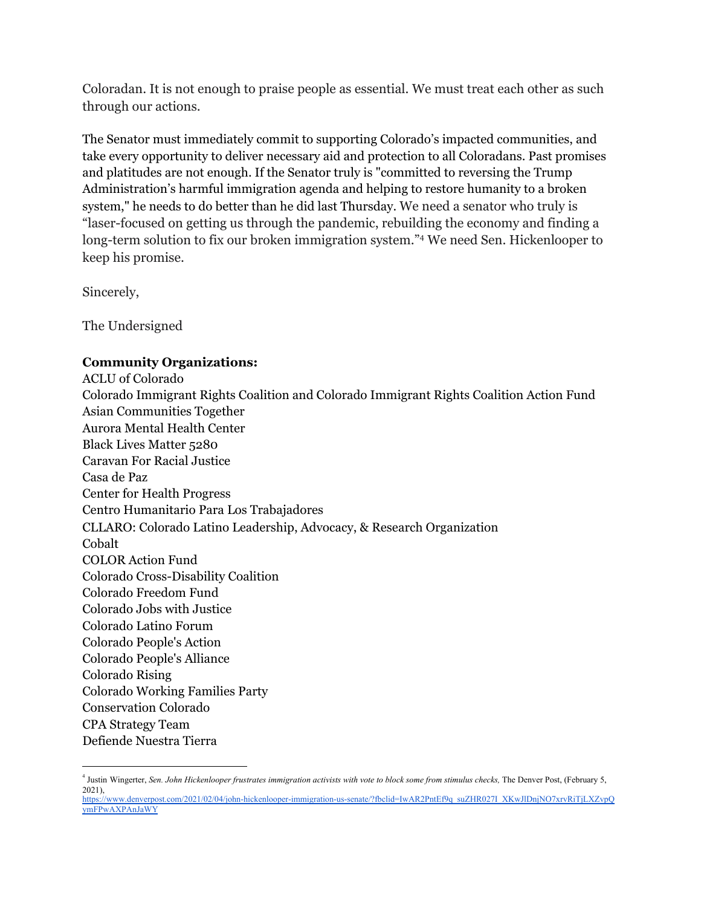Coloradan. It is not enough to praise people as essential. We must treat each other as such through our actions.

The Senator must immediately commit to supporting Colorado's impacted communities, and take every opportunity to deliver necessary aid and protection to all Coloradans. Past promises and platitudes are not enough. If the Senator truly is "committed to reversing the Trump Administration's harmful immigration agenda and helping to restore humanity to a broken system," he needs to do better than he did last Thursday. We need a senator who truly is "laser-focused on getting us through the pandemic, rebuilding the economy and finding a long-term solution to fix our broken immigration system."[4] We need Sen. Hickenlooper to keep his promise.

Sincerely,

The Undersigned

**Community Organizations:**
ACLU of Colorado
Colorado Immigrant Rights Coalition and Colorado Immigrant Rights Coalition Action Fund
Asian Communities Together
Aurora Mental Health Center
Black Lives Matter 5280
Caravan For Racial Justice
Casa de Paz
Center for Health Progress
Centro Humanitario Para Los Trabajadores
CLLARO: Colorado Latino Leadership, Advocacy, & Research Organization
Cobalt
COLOR Action Fund
Colorado Cross-Disability Coalition
Colorado Freedom Fund
Colorado Jobs with Justice
Colorado Latino Forum
Colorado People's Action
Colorado People's Alliance
Colorado Rising
Colorado Working Families Party
Conservation Colorado
CPA Strategy Team
Defiende Nuestra Tierra

---

[4] Justin Wingerter, *Sen. John Hickenlooper frustrates immigration activists with vote to block some from stimulus checks,* The Denver Post, (February 5, 2021),
https://www.denverpost.com/2021/02/04/john-hickenlooper-immigration-us-senate/?fbclid=IwAR2PntEf9q_suZHR027I_XKwJlDnjNO7xrvRiTjLXZvpQymFPwAXPAnJaWY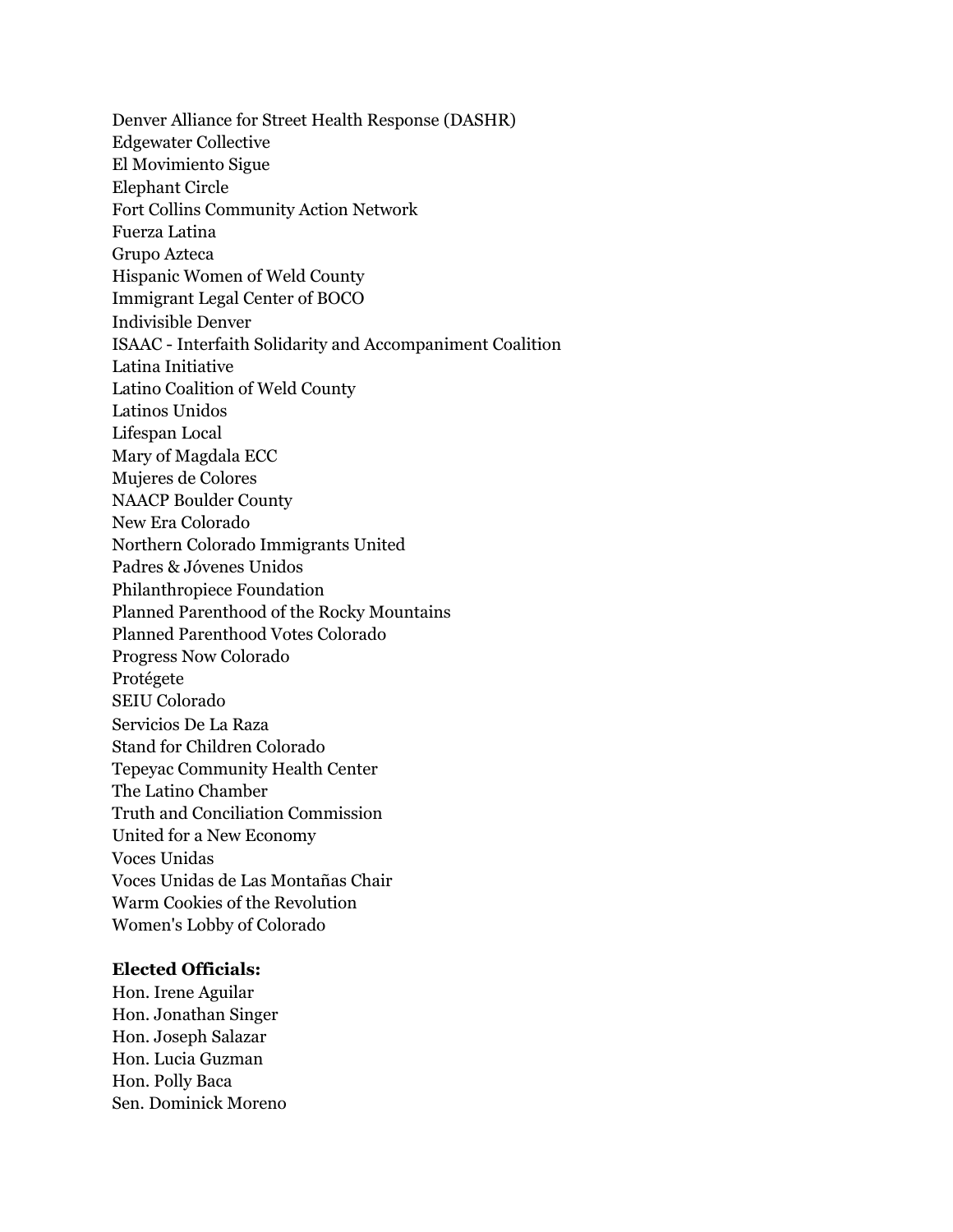Denver Alliance for Street Health Response (DASHR)
Edgewater Collective
El Movimiento Sigue
Elephant Circle
Fort Collins Community Action Network
Fuerza Latina
Grupo Azteca
Hispanic Women of Weld County
Immigrant Legal Center of BOCO
Indivisible Denver
ISAAC - Interfaith Solidarity and Accompaniment Coalition
Latina Initiative
Latino Coalition of Weld County
Latinos Unidos
Lifespan Local
Mary of Magdala ECC
Mujeres de Colores
NAACP Boulder County
New Era Colorado
Northern Colorado Immigrants United
Padres & Jóvenes Unidos
Philanthropiece Foundation
Planned Parenthood of the Rocky Mountains
Planned Parenthood Votes Colorado
Progress Now Colorado
Protégete
SEIU Colorado
Servicios De La Raza
Stand for Children Colorado
Tepeyac Community Health Center
The Latino Chamber
Truth and Conciliation Commission
United for a New Economy
Voces Unidas
Voces Unidas de Las Montañas Chair
Warm Cookies of the Revolution
Women's Lobby of Colorado

**Elected Officials:**
Hon. Irene Aguilar
Hon. Jonathan Singer
Hon. Joseph Salazar
Hon. Lucia Guzman
Hon. Polly Baca
Sen. Dominick Moreno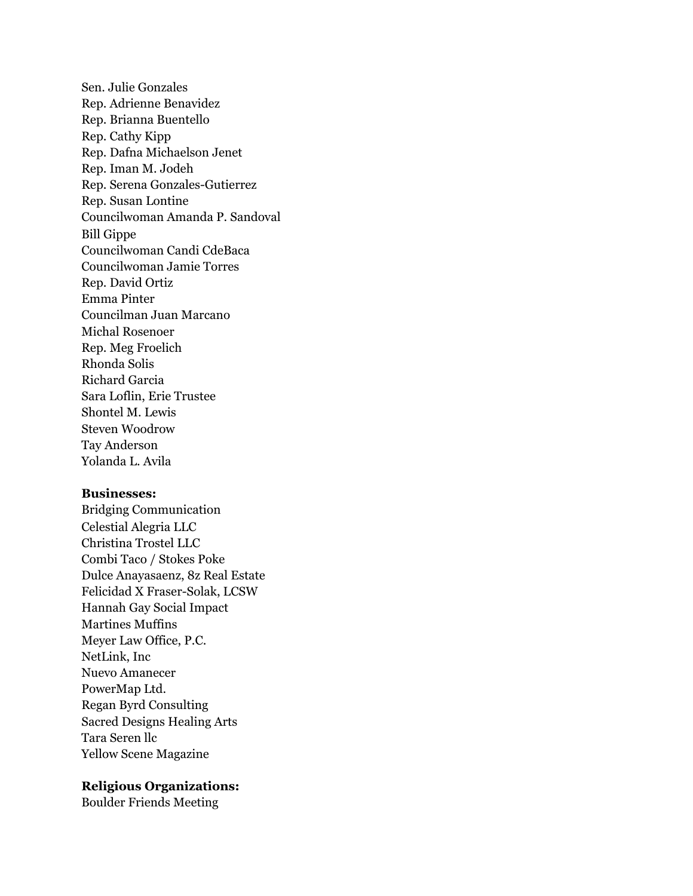Sen. Julie Gonzales
Rep. Adrienne Benavidez
Rep. Brianna Buentello
Rep. Cathy Kipp
Rep. Dafna Michaelson Jenet
Rep. Iman M. Jodeh
Rep. Serena Gonzales-Gutierrez
Rep. Susan Lontine
Councilwoman Amanda P. Sandoval
Bill Gippe
Councilwoman Candi CdeBaca
Councilwoman Jamie Torres
Rep. David Ortiz
Emma Pinter
Councilman Juan Marcano
Michal Rosenoer
Rep. Meg Froelich
Rhonda Solis
Richard Garcia
Sara Loflin, Erie Trustee
Shontel M. Lewis
Steven Woodrow
Tay Anderson
Yolanda L. Avila

**Businesses:**
Bridging Communication
Celestial Alegria LLC
Christina Trostel LLC
Combi Taco / Stokes Poke
Dulce Anayasaenz, 8z Real Estate
Felicidad X Fraser-Solak, LCSW
Hannah Gay Social Impact
Martines Muffins
Meyer Law Office, P.C.
NetLink, Inc
Nuevo Amanecer
PowerMap Ltd.
Regan Byrd Consulting
Sacred Designs Healing Arts
Tara Seren llc
Yellow Scene Magazine

**Religious Organizations:**
Boulder Friends Meeting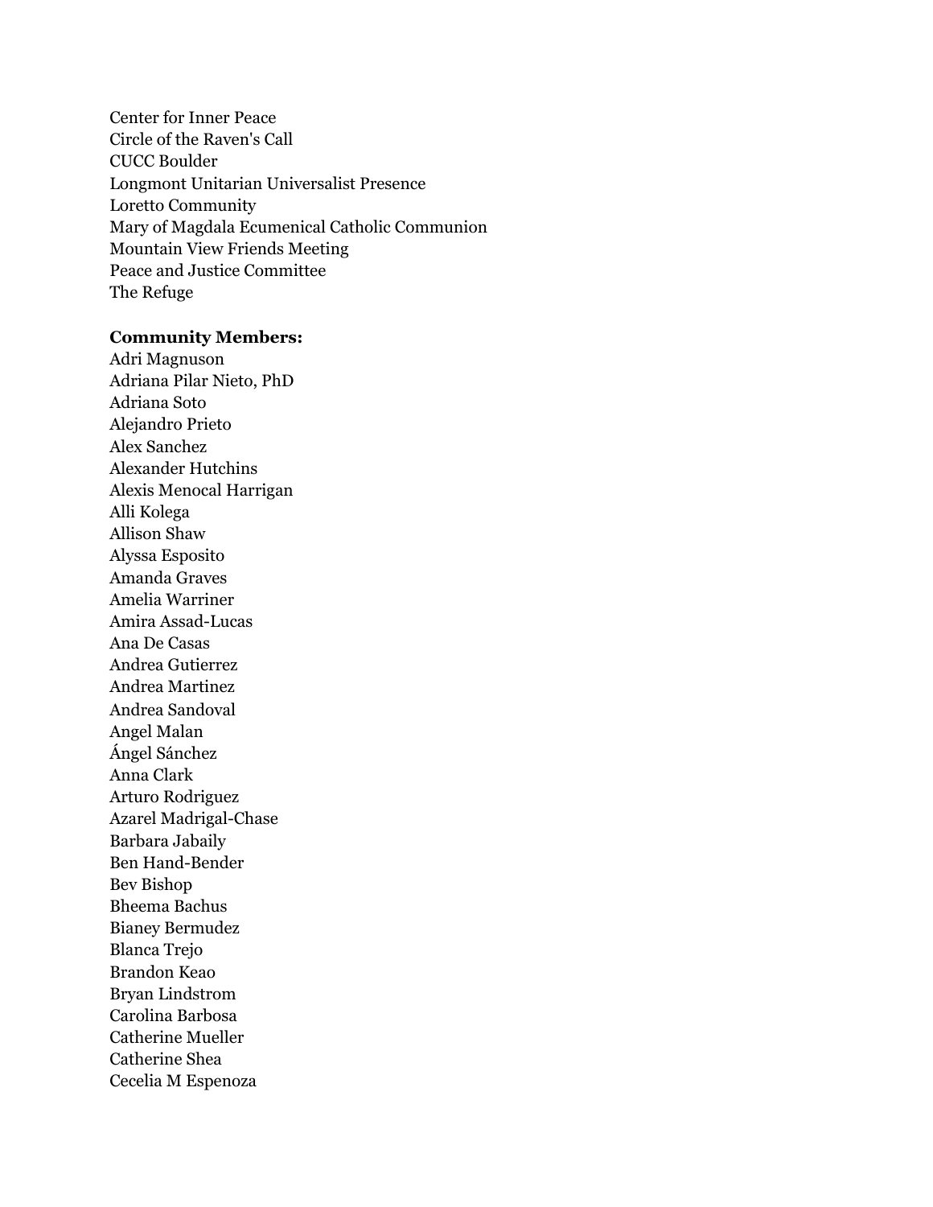Center for Inner Peace
Circle of the Raven's Call
CUCC Boulder
Longmont Unitarian Universalist Presence
Loretto Community
Mary of Magdala Ecumenical Catholic Communion
Mountain View Friends Meeting
Peace and Justice Committee
The Refuge

**Community Members:**
Adri Magnuson
Adriana Pilar Nieto, PhD
Adriana Soto
Alejandro Prieto
Alex Sanchez
Alexander Hutchins
Alexis Menocal Harrigan
Alli Kolega
Allison Shaw
Alyssa Esposito
Amanda Graves
Amelia Warriner
Amira Assad-Lucas
Ana De Casas
Andrea Gutierrez
Andrea Martinez
Andrea Sandoval
Angel Malan
Ángel Sánchez
Anna Clark
Arturo Rodriguez
Azarel Madrigal-Chase
Barbara Jabaily
Ben Hand-Bender
Bev Bishop
Bheema Bachus
Bianey Bermudez
Blanca Trejo
Brandon Keao
Bryan Lindstrom
Carolina Barbosa
Catherine Mueller
Catherine Shea
Cecelia M Espenoza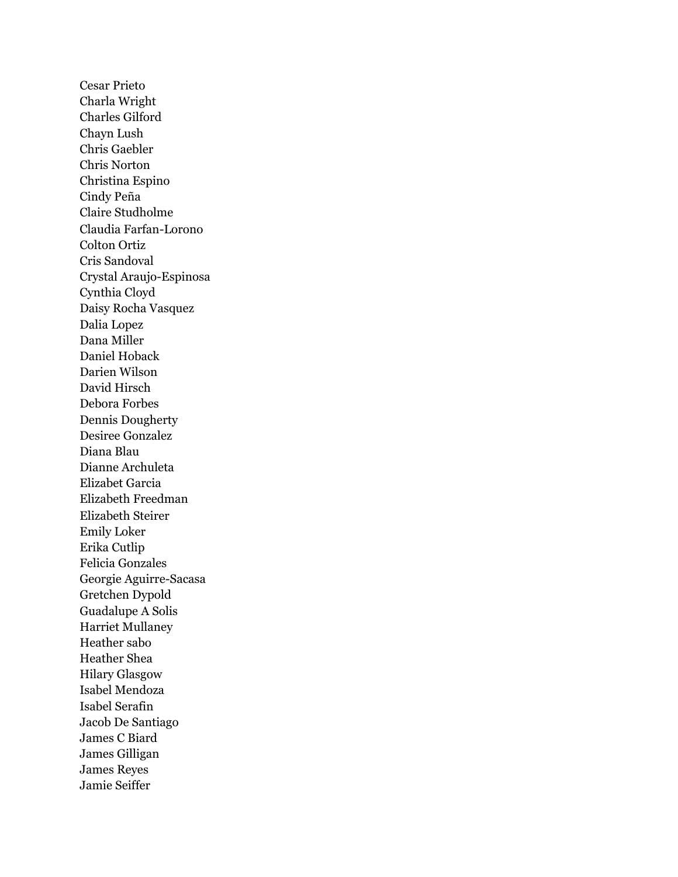Cesar Prieto
Charla Wright
Charles Gilford
Chayn Lush
Chris Gaebler
Chris Norton
Christina Espino
Cindy Peña
Claire Studholme
Claudia Farfan-Lorono
Colton Ortiz
Cris Sandoval
Crystal Araujo-Espinosa
Cynthia Cloyd
Daisy Rocha Vasquez
Dalia Lopez
Dana Miller
Daniel Hoback
Darien Wilson
David Hirsch
Debora Forbes
Dennis Dougherty
Desiree Gonzalez
Diana Blau
Dianne Archuleta
Elizabet Garcia
Elizabeth Freedman
Elizabeth Steirer
Emily Loker
Erika Cutlip
Felicia Gonzales
Georgie Aguirre-Sacasa
Gretchen Dypold
Guadalupe A Solis
Harriet Mullaney
Heather sabo
Heather Shea
Hilary Glasgow
Isabel Mendoza
Isabel Serafin
Jacob De Santiago
James C Biard
James Gilligan
James Reyes
Jamie Seiffer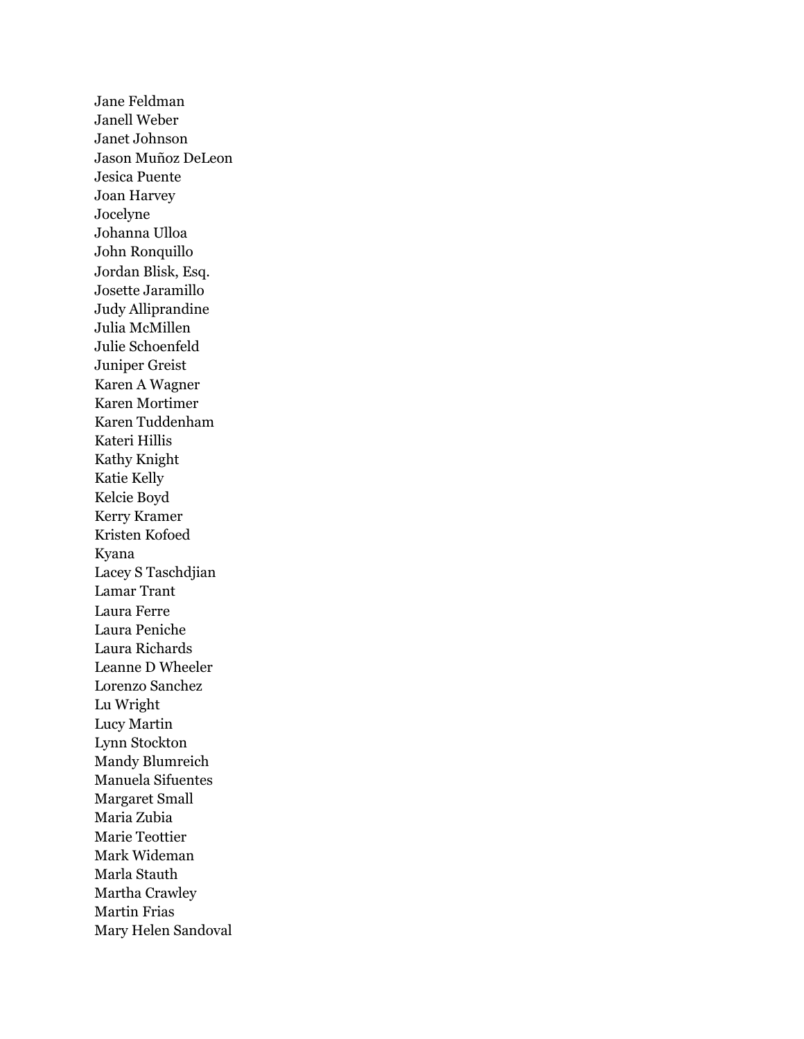Jane Feldman
Janell Weber
Janet Johnson
Jason Muñoz DeLeon
Jesica Puente
Joan Harvey
Jocelyne
Johanna Ulloa
John Ronquillo
Jordan Blisk, Esq.
Josette Jaramillo
Judy Alliprandine
Julia McMillen
Julie Schoenfeld
Juniper Greist
Karen A Wagner
Karen Mortimer
Karen Tuddenham
Kateri Hillis
Kathy Knight
Katie Kelly
Kelcie Boyd
Kerry Kramer
Kristen Kofoed
Kyana
Lacey S Taschdjian
Lamar Trant
Laura Ferre
Laura Peniche
Laura Richards
Leanne D Wheeler
Lorenzo Sanchez
Lu Wright
Lucy Martin
Lynn Stockton
Mandy Blumreich
Manuela Sifuentes
Margaret Small
Maria Zubia
Marie Teottier
Mark Wideman
Marla Stauth
Martha Crawley
Martin Frias
Mary Helen Sandoval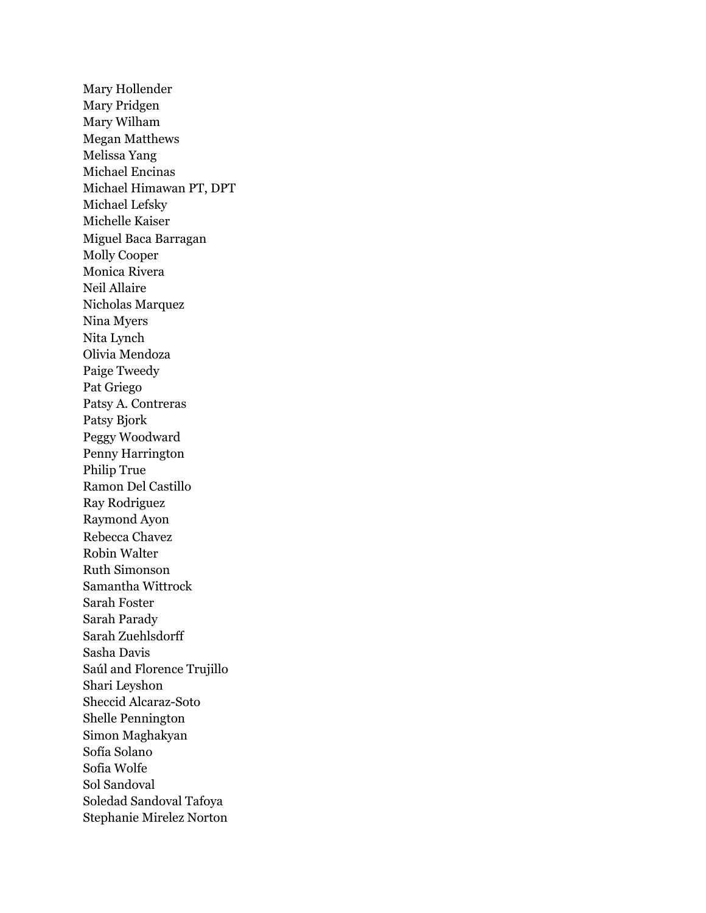Mary Hollender
Mary Pridgen
Mary Wilham
Megan Matthews
Melissa Yang
Michael Encinas
Michael Himawan PT, DPT
Michael Lefsky
Michelle Kaiser
Miguel Baca Barragan
Molly Cooper
Monica Rivera
Neil Allaire
Nicholas Marquez
Nina Myers
Nita Lynch
Olivia Mendoza
Paige Tweedy
Pat Griego
Patsy A. Contreras
Patsy Bjork
Peggy Woodward
Penny Harrington
Philip True
Ramon Del Castillo
Ray Rodriguez
Raymond Ayon
Rebecca Chavez
Robin Walter
Ruth Simonson
Samantha Wittrock
Sarah Foster
Sarah Parady
Sarah Zuehlsdorff
Sasha Davis
Saúl and Florence Trujillo
Shari Leyshon
Sheccid Alcaraz-Soto
Shelle Pennington
Simon Maghakyan
Sofía Solano
Sofia Wolfe
Sol Sandoval
Soledad Sandoval Tafoya
Stephanie Mirelez Norton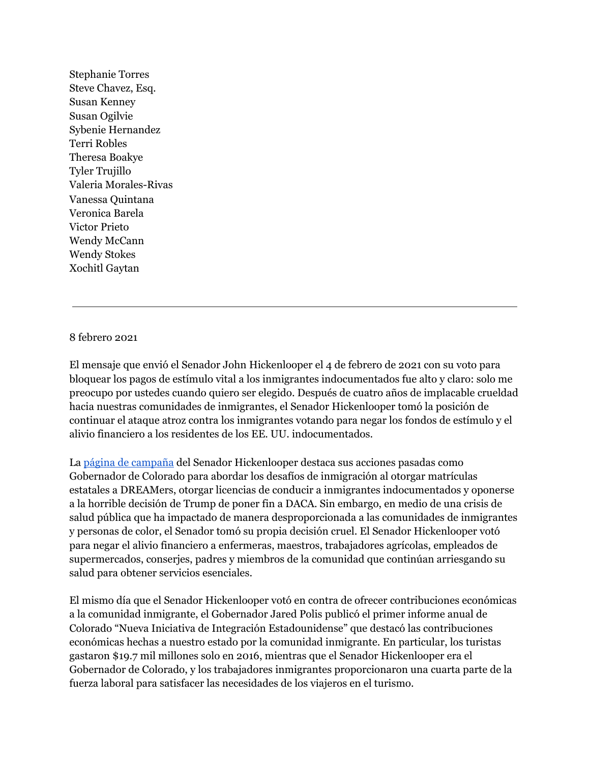Stephanie Torres
Steve Chavez, Esq.
Susan Kenney
Susan Ogilvie
Sybenie Hernandez
Terri Robles
Theresa Boakye
Tyler Trujillo
Valeria Morales-Rivas
Vanessa Quintana
Veronica Barela
Victor Prieto
Wendy McCann
Wendy Stokes
Xochitl Gaytan

---

8 febrero 2021

El mensaje que envió el Senador John Hickenlooper el 4 de febrero de 2021 con su voto para bloquear los pagos de estímulo vital a los inmigrantes indocumentados fue alto y claro: solo me preocupo por ustedes cuando quiero ser elegido. Después de cuatro años de implacable crueldad hacia nuestras comunidades de inmigrantes, el Senador Hickenlooper tomó la posición de continuar el ataque atroz contra los inmigrantes votando para negar los fondos de estímulo y el alivio financiero a los residentes de los EE. UU. indocumentados.

La página de campaña del Senador Hickenlooper destaca sus acciones pasadas como Gobernador de Colorado para abordar los desafíos de inmigración al otorgar matrículas estatales a DREAMers, otorgar licencias de conducir a inmigrantes indocumentados y oponerse a la horrible decisión de Trump de poner fin a DACA. Sin embargo, en medio de una crisis de salud pública que ha impactado de manera desproporcionada a las comunidades de inmigrantes y personas de color, el Senador tomó su propia decisión cruel. El Senador Hickenlooper votó para negar el alivio financiero a enfermeras, maestros, trabajadores agrícolas, empleados de supermercados, conserjes, padres y miembros de la comunidad que continúan arriesgando su salud para obtener servicios esenciales.

El mismo día que el Senador Hickenlooper votó en contra de ofrecer contribuciones económicas a la comunidad inmigrante, el Gobernador Jared Polis publicó el primer informe anual de Colorado "Nueva Iniciativa de Integración Estadounidense" que destacó las contribuciones económicas hechas a nuestro estado por la comunidad inmigrante. En particular, los turistas gastaron $19.7 mil millones solo en 2016, mientras que el Senador Hickenlooper era el Gobernador de Colorado, y los trabajadores inmigrantes proporcionaron una cuarta parte de la fuerza laboral para satisfacer las necesidades de los viajeros en el turismo.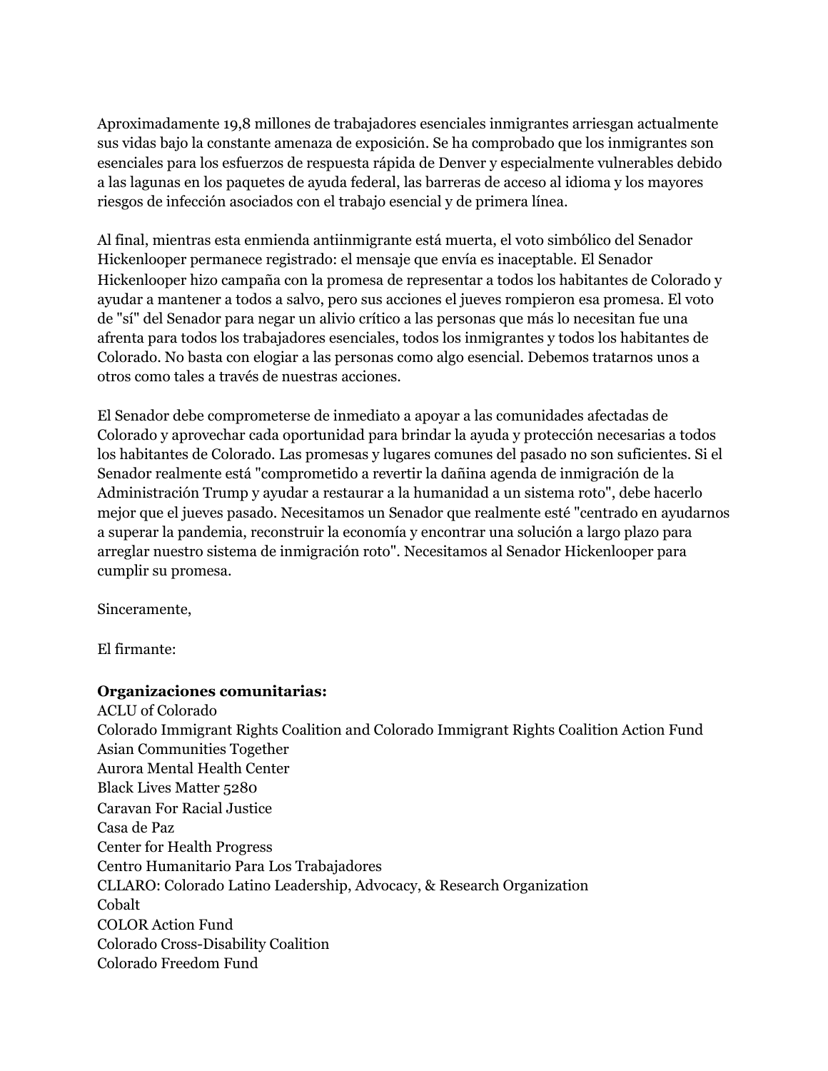Aproximadamente 19,8 millones de trabajadores esenciales inmigrantes arriesgan actualmente sus vidas bajo la constante amenaza de exposición. Se ha comprobado que los inmigrantes son esenciales para los esfuerzos de respuesta rápida de Denver y especialmente vulnerables debido a las lagunas en los paquetes de ayuda federal, las barreras de acceso al idioma y los mayores riesgos de infección asociados con el trabajo esencial y de primera línea.

Al final, mientras esta enmienda antiinmigrante está muerta, el voto simbólico del Senador Hickenlooper permanece registrado: el mensaje que envía es inaceptable. El Senador Hickenlooper hizo campaña con la promesa de representar a todos los habitantes de Colorado y ayudar a mantener a todos a salvo, pero sus acciones el jueves rompieron esa promesa. El voto de "sí" del Senador para negar un alivio crítico a las personas que más lo necesitan fue una afrenta para todos los trabajadores esenciales, todos los inmigrantes y todos los habitantes de Colorado. No basta con elogiar a las personas como algo esencial. Debemos tratarnos unos a otros como tales a través de nuestras acciones.

El Senador debe comprometerse de inmediato a apoyar a las comunidades afectadas de Colorado y aprovechar cada oportunidad para brindar la ayuda y protección necesarias a todos los habitantes de Colorado. Las promesas y lugares comunes del pasado no son suficientes. Si el Senador realmente está "comprometido a revertir la dañina agenda de inmigración de la Administración Trump y ayudar a restaurar a la humanidad a un sistema roto", debe hacerlo mejor que el jueves pasado. Necesitamos un Senador que realmente esté "centrado en ayudarnos a superar la pandemia, reconstruir la economía y encontrar una solución a largo plazo para arreglar nuestro sistema de inmigración roto". Necesitamos al Senador Hickenlooper para cumplir su promesa.

Sinceramente,

El firmante:

**Organizaciones comunitarias:**
ACLU of Colorado
Colorado Immigrant Rights Coalition and Colorado Immigrant Rights Coalition Action Fund
Asian Communities Together
Aurora Mental Health Center
Black Lives Matter 5280
Caravan For Racial Justice
Casa de Paz
Center for Health Progress
Centro Humanitario Para Los Trabajadores
CLLARO: Colorado Latino Leadership, Advocacy, & Research Organization
Cobalt
COLOR Action Fund
Colorado Cross-Disability Coalition
Colorado Freedom Fund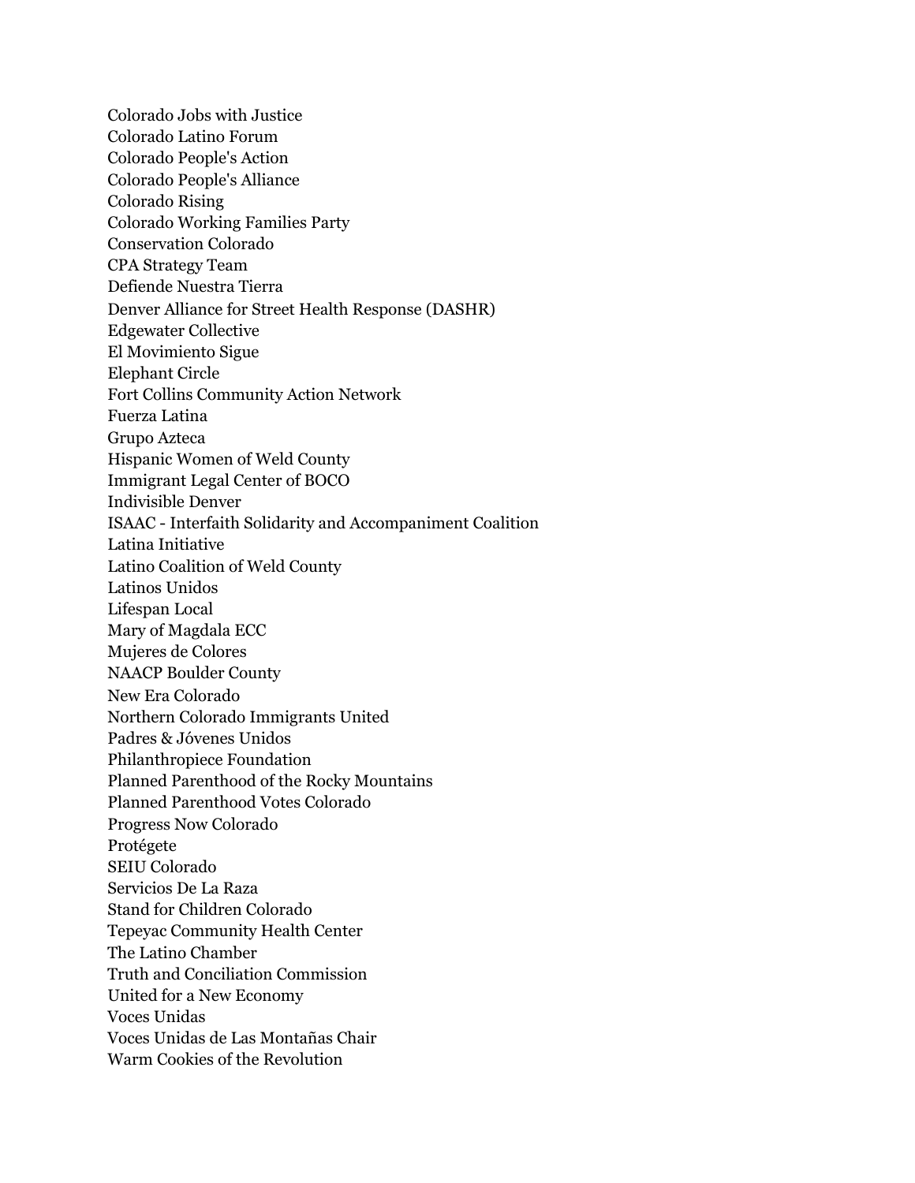Colorado Jobs with Justice
Colorado Latino Forum
Colorado People's Action
Colorado People's Alliance
Colorado Rising
Colorado Working Families Party
Conservation Colorado
CPA Strategy Team
Defiende Nuestra Tierra
Denver Alliance for Street Health Response (DASHR)
Edgewater Collective
El Movimiento Sigue
Elephant Circle
Fort Collins Community Action Network
Fuerza Latina
Grupo Azteca
Hispanic Women of Weld County
Immigrant Legal Center of BOCO
Indivisible Denver
ISAAC - Interfaith Solidarity and Accompaniment Coalition
Latina Initiative
Latino Coalition of Weld County
Latinos Unidos
Lifespan Local
Mary of Magdala ECC
Mujeres de Colores
NAACP Boulder County
New Era Colorado
Northern Colorado Immigrants United
Padres & Jóvenes Unidos
Philanthropiece Foundation
Planned Parenthood of the Rocky Mountains
Planned Parenthood Votes Colorado
Progress Now Colorado
Protégete
SEIU Colorado
Servicios De La Raza
Stand for Children Colorado
Tepeyac Community Health Center
The Latino Chamber
Truth and Conciliation Commission
United for a New Economy
Voces Unidas
Voces Unidas de Las Montañas Chair
Warm Cookies of the Revolution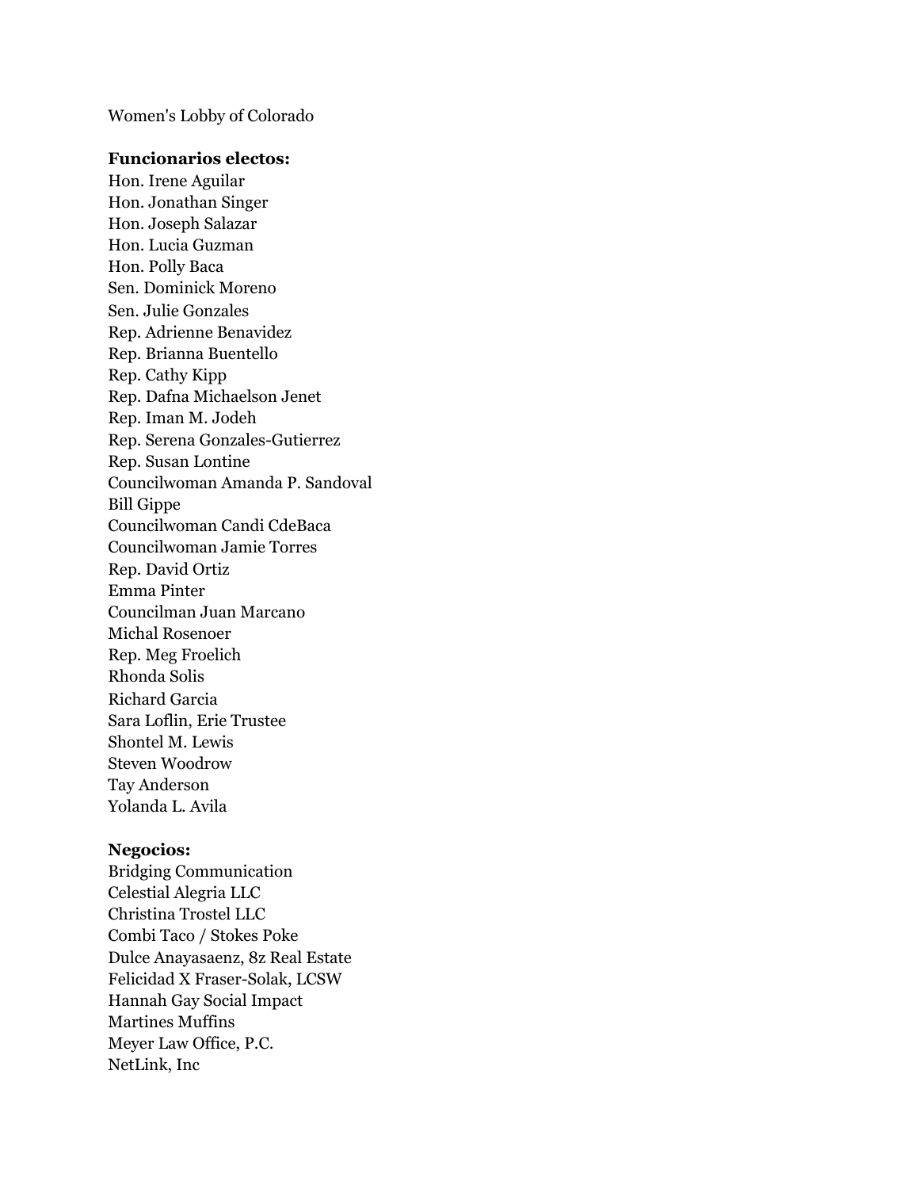Women's Lobby of Colorado

**Funcionarios electos:**
Hon. Irene Aguilar
Hon. Jonathan Singer
Hon. Joseph Salazar
Hon. Lucia Guzman
Hon. Polly Baca
Sen. Dominick Moreno
Sen. Julie Gonzales
Rep. Adrienne Benavidez
Rep. Brianna Buentello
Rep. Cathy Kipp
Rep. Dafna Michaelson Jenet
Rep. Iman M. Jodeh
Rep. Serena Gonzales-Gutierrez
Rep. Susan Lontine
Councilwoman Amanda P. Sandoval
Bill Gippe
Councilwoman Candi CdeBaca
Councilwoman Jamie Torres
Rep. David Ortiz
Emma Pinter
Councilman Juan Marcano
Michal Rosenoer
Rep. Meg Froelich
Rhonda Solis
Richard Garcia
Sara Loflin, Erie Trustee
Shontel M. Lewis
Steven Woodrow
Tay Anderson
Yolanda L. Avila

**Negocios:**
Bridging Communication
Celestial Alegria LLC
Christina Trostel LLC
Combi Taco / Stokes Poke
Dulce Anayasaenz, 8z Real Estate
Felicidad X Fraser-Solak, LCSW
Hannah Gay Social Impact
Martines Muffins
Meyer Law Office, P.C.
NetLink, Inc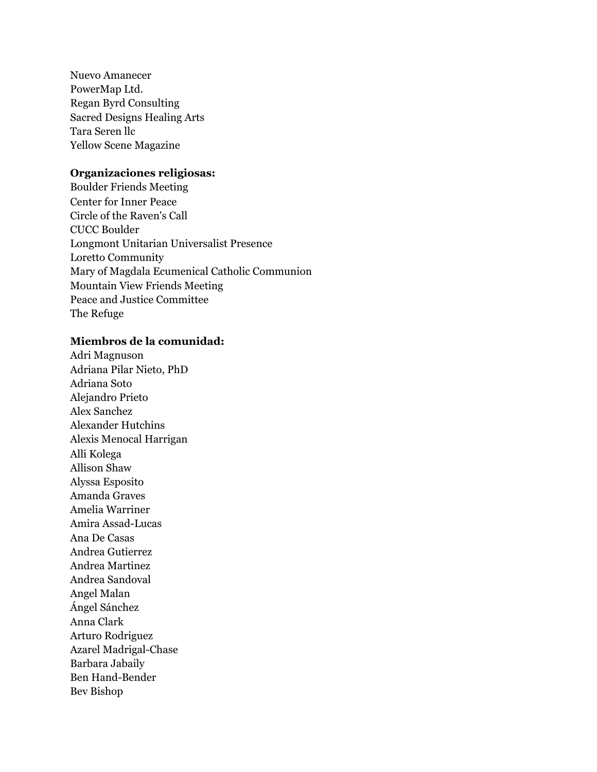Nuevo Amanecer
PowerMap Ltd.
Regan Byrd Consulting
Sacred Designs Healing Arts
Tara Seren llc
Yellow Scene Magazine

**Organizaciones religiosas:**
Boulder Friends Meeting
Center for Inner Peace
Circle of the Raven's Call
CUCC Boulder
Longmont Unitarian Universalist Presence
Loretto Community
Mary of Magdala Ecumenical Catholic Communion
Mountain View Friends Meeting
Peace and Justice Committee
The Refuge

**Miembros de la comunidad:**
Adri Magnuson
Adriana Pilar Nieto, PhD
Adriana Soto
Alejandro Prieto
Alex Sanchez
Alexander Hutchins
Alexis Menocal Harrigan
Alli Kolega
Allison Shaw
Alyssa Esposito
Amanda Graves
Amelia Warriner
Amira Assad-Lucas
Ana De Casas
Andrea Gutierrez
Andrea Martinez
Andrea Sandoval
Angel Malan
Ángel Sánchez
Anna Clark
Arturo Rodriguez
Azarel Madrigal-Chase
Barbara Jabaily
Ben Hand-Bender
Bev Bishop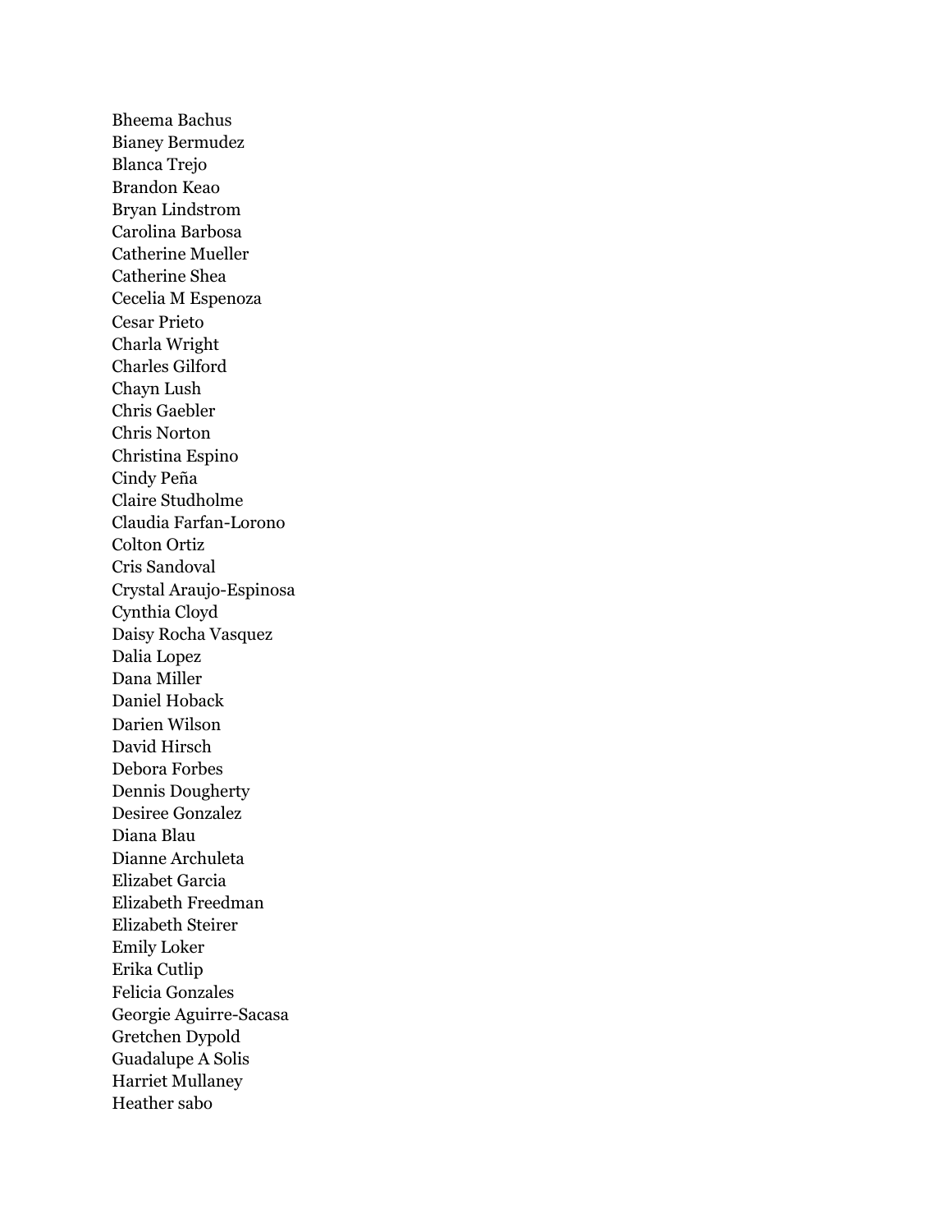Bheema Bachus
Bianey Bermudez
Blanca Trejo
Brandon Keao
Bryan Lindstrom
Carolina Barbosa
Catherine Mueller
Catherine Shea
Cecelia M Espenoza
Cesar Prieto
Charla Wright
Charles Gilford
Chayn Lush
Chris Gaebler
Chris Norton
Christina Espino
Cindy Peña
Claire Studholme
Claudia Farfan-Lorono
Colton Ortiz
Cris Sandoval
Crystal Araujo-Espinosa
Cynthia Cloyd
Daisy Rocha Vasquez
Dalia Lopez
Dana Miller
Daniel Hoback
Darien Wilson
David Hirsch
Debora Forbes
Dennis Dougherty
Desiree Gonzalez
Diana Blau
Dianne Archuleta
Elizabet Garcia
Elizabeth Freedman
Elizabeth Steirer
Emily Loker
Erika Cutlip
Felicia Gonzales
Georgie Aguirre-Sacasa
Gretchen Dypold
Guadalupe A Solis
Harriet Mullaney
Heather sabo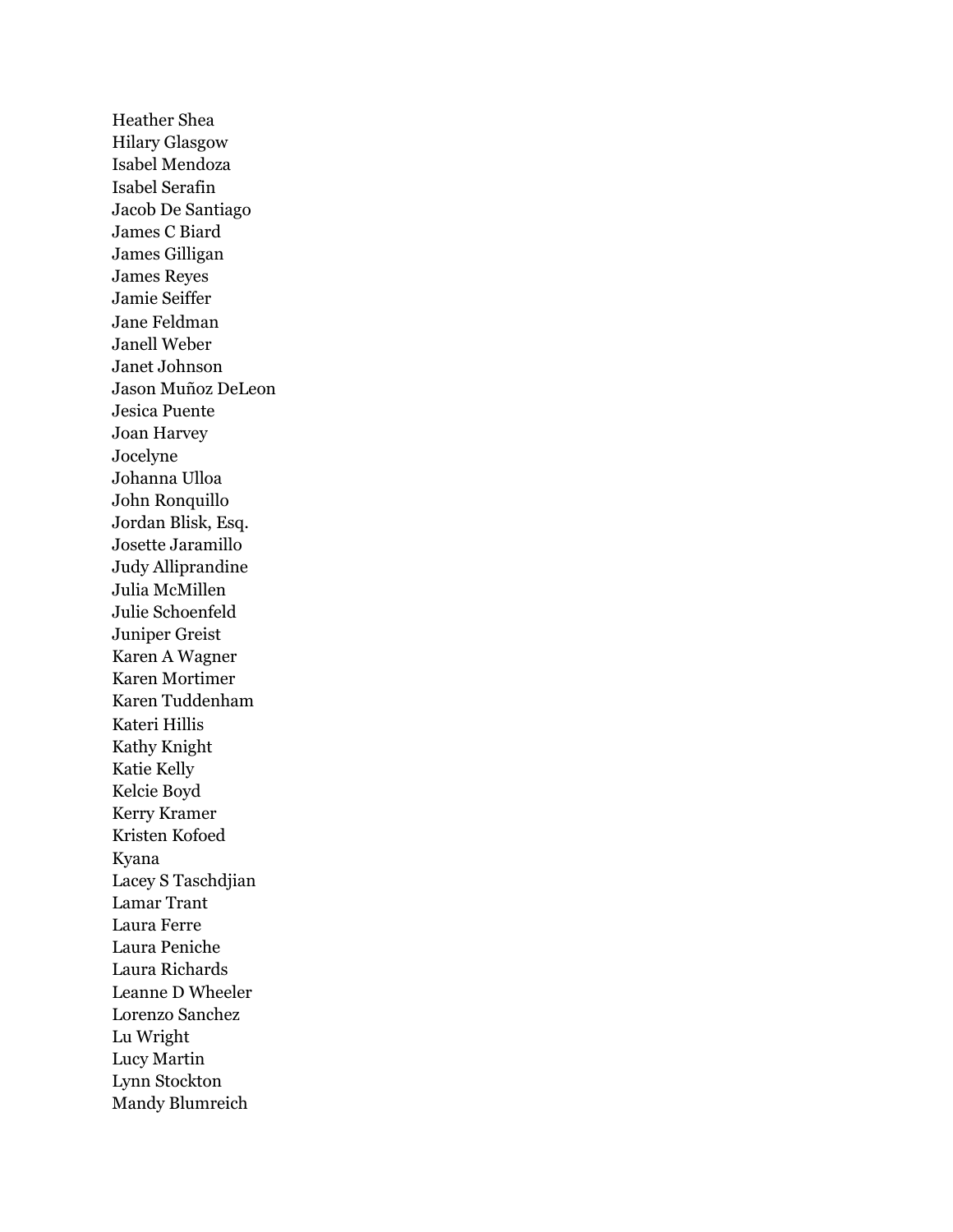Heather Shea
Hilary Glasgow
Isabel Mendoza
Isabel Serafin
Jacob De Santiago
James C Biard
James Gilligan
James Reyes
Jamie Seiffer
Jane Feldman
Janell Weber
Janet Johnson
Jason Muñoz DeLeon
Jesica Puente
Joan Harvey
Jocelyne
Johanna Ulloa
John Ronquillo
Jordan Blisk, Esq.
Josette Jaramillo
Judy Alliprandine
Julia McMillen
Julie Schoenfeld
Juniper Greist
Karen A Wagner
Karen Mortimer
Karen Tuddenham
Kateri Hillis
Kathy Knight
Katie Kelly
Kelcie Boyd
Kerry Kramer
Kristen Kofoed
Kyana
Lacey S Taschdjian
Lamar Trant
Laura Ferre
Laura Peniche
Laura Richards
Leanne D Wheeler
Lorenzo Sanchez
Lu Wright
Lucy Martin
Lynn Stockton
Mandy Blumreich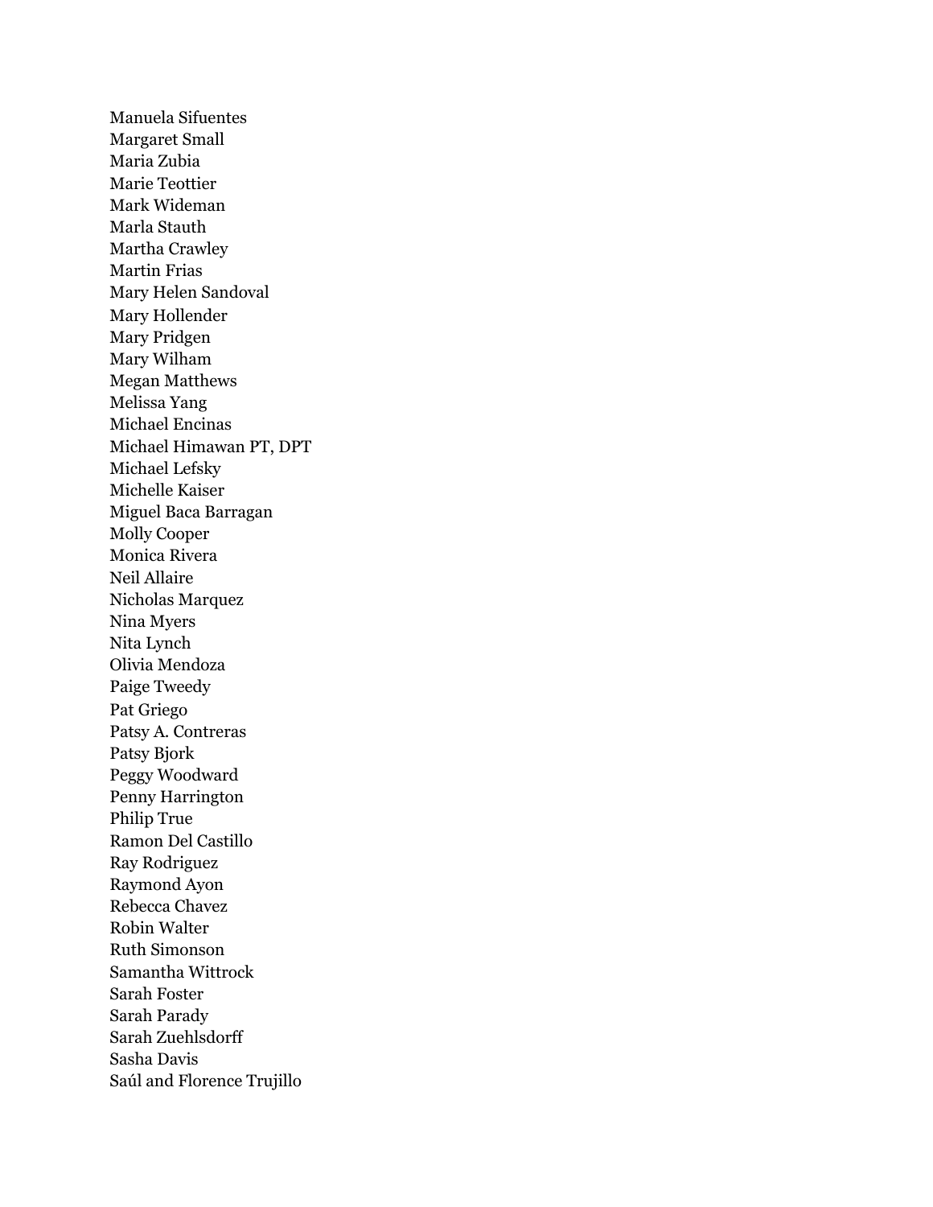Manuela Sifuentes
Margaret Small
Maria Zubia
Marie Teottier
Mark Wideman
Marla Stauth
Martha Crawley
Martin Frias
Mary Helen Sandoval
Mary Hollender
Mary Pridgen
Mary Wilham
Megan Matthews
Melissa Yang
Michael Encinas
Michael Himawan PT, DPT
Michael Lefsky
Michelle Kaiser
Miguel Baca Barragan
Molly Cooper
Monica Rivera
Neil Allaire
Nicholas Marquez
Nina Myers
Nita Lynch
Olivia Mendoza
Paige Tweedy
Pat Griego
Patsy A. Contreras
Patsy Bjork
Peggy Woodward
Penny Harrington
Philip True
Ramon Del Castillo
Ray Rodriguez
Raymond Ayon
Rebecca Chavez
Robin Walter
Ruth Simonson
Samantha Wittrock
Sarah Foster
Sarah Parady
Sarah Zuehlsdorff
Sasha Davis
Saúl and Florence Trujillo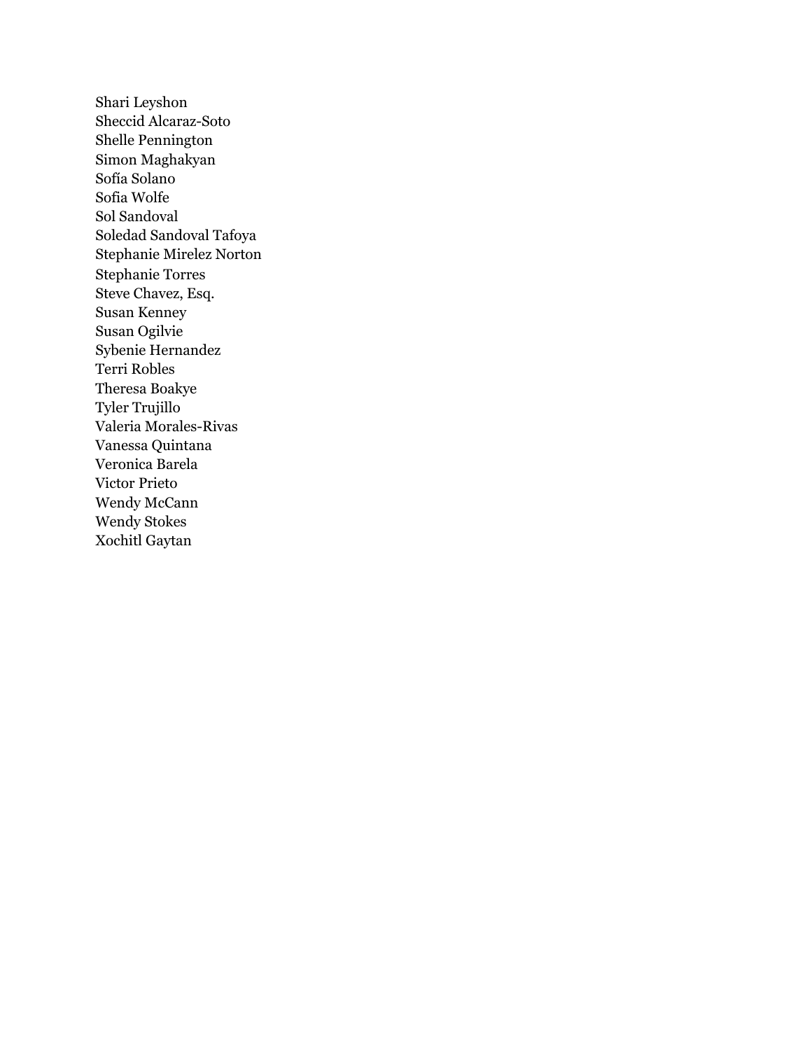Shari Leyshon
Sheccid Alcaraz-Soto
Shelle Pennington
Simon Maghakyan
Sofía Solano
Sofia Wolfe
Sol Sandoval
Soledad Sandoval Tafoya
Stephanie Mirelez Norton
Stephanie Torres
Steve Chavez, Esq.
Susan Kenney
Susan Ogilvie
Sybenie Hernandez
Terri Robles
Theresa Boakye
Tyler Trujillo
Valeria Morales-Rivas
Vanessa Quintana
Veronica Barela
Victor Prieto
Wendy McCann
Wendy Stokes
Xochitl Gaytan